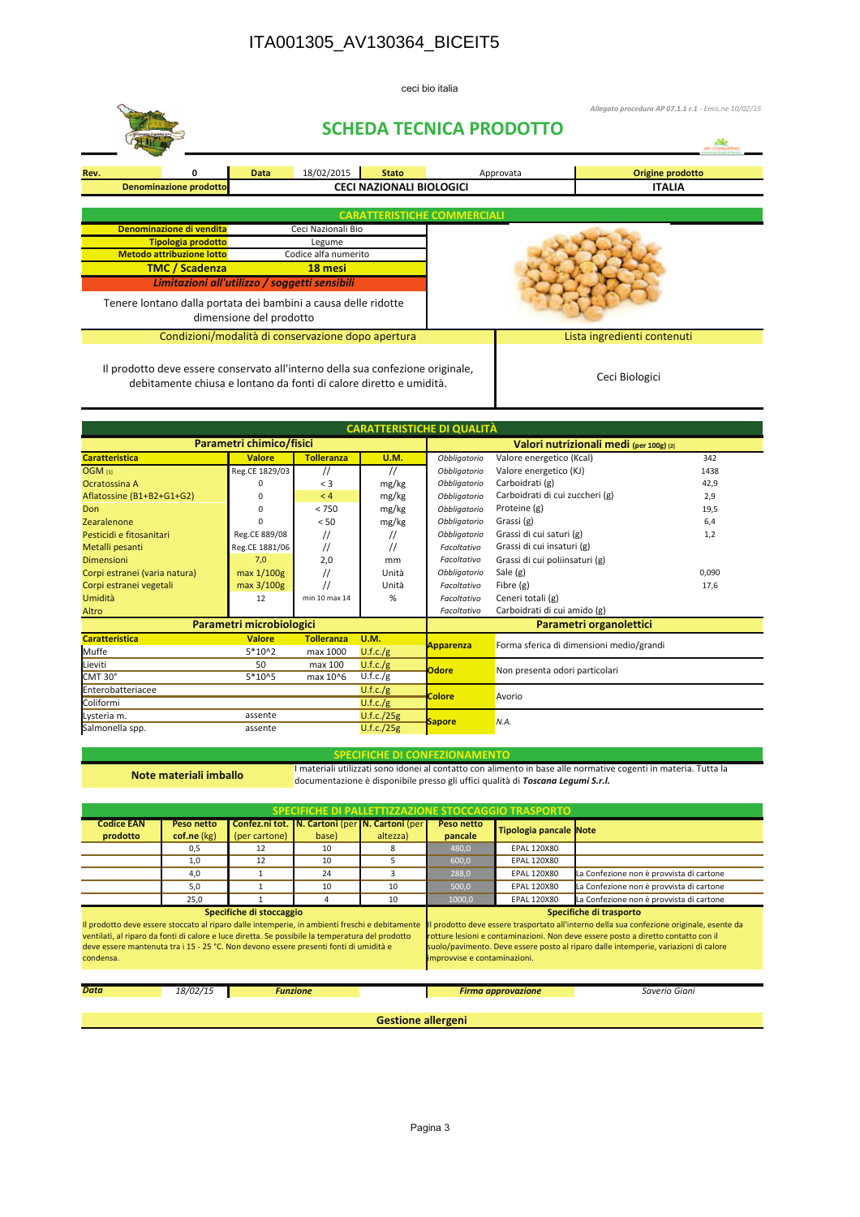# ITA001305_AV130364_BICEIT5

ceci bio italia

*Allegato procedura AP 07.1.1 r.1 - Emis.ne 10/02/15*

## SCHEDA TECNICA PRODOTTO

| Rev. | 0 | Data | 18/02/2015 | Stato | Approvata | Origine prodotto |
|---|---|---|---|---|---|---|
| Denominazione prodotto | | CECI NAZIONALI BIOLOGICI | | | | ITALIA |

### CARATTERISTICHE COMMERCIALI

| | |
|---|---|
| Denominazione di vendita | Ceci Nazionali Bio |
| Tipologia prodotto | Legume |
| Metodo attribuzione lotto | Codice alfa numerito |
| **TMC / Scadenza** | **18 mesi** |

***Limitazioni all'utilizzo / soggetti sensibili***

Tenere lontano dalla portata dei bambini a causa delle ridotte dimensione del prodotto

| Condizioni/modalità di conservazione dopo apertura | Lista ingredienti contenuti |
|---|---|
| Il prodotto deve essere conservato all'interno della sua confezione originale, debitamente chiusa e lontano da fonti di calore diretto e umidità. | Ceci Biologici |

### CARATTERISTICHE DI QUALITÀ

**Parametri chimico/fisici**

| Caratteristica | Valore | Tolleranza | U.M. |
|---|---|---|---|
| OGM [1] | Reg.CE 1829/03 | // | // |
| Ocratossina A | 0 | < 3 | mg/kg |
| Aflatossine (B1+B2+G1+G2) | 0 | < 4 | mg/kg |
| Don | 0 | < 750 | mg/kg |
| Zearalenone | 0 | < 50 | mg/kg |
| Pesticidi e fitosanitari | Reg.CE 889/08 | // | // |
| Metalli pesanti | Reg.CE 1881/06 | // | // |
| Dimensioni | 7,0 | 2,0 | mm |
| Corpi estranei (varia natura) | max 1/100g | // | Unità |
| Corpi estranei vegetali | max 3/100g | // | Unità |
| Umidità | 12 | min 10 max 14 | % |
| Altro | | | |

**Valori nutrizionali medi (per 100g) [2]**

| | | |
|---|---|---|
| *Obbligatorio* | Valore energetico (Kcal) | 342 |
| *Obbligatorio* | Valore energetico (KJ) | 1438 |
| *Obbligatorio* | Carboidrati (g) | 42,9 |
| *Obbligatorio* | Carboidrati di cui zuccheri (g) | 2,9 |
| *Obbligatorio* | Proteine (g) | 19,5 |
| *Obbligatorio* | Grassi (g) | 6,4 |
| *Obbligatorio* | Grassi di cui saturi (g) | 1,2 |
| *Facoltativo* | Grassi di cui insaturi (g) | |
| *Facoltativo* | Grassi di cui polinsaturi (g) | |
| *Obbligatorio* | Sale (g) | 0,090 |
| *Facoltativo* | Fibre (g) | 17,6 |
| *Facoltativo* | Ceneri totali (g) | |
| *Facoltativo* | Carboidrati di cui amido (g) | |

**Parametri microbiologici**

| Caratteristica | Valore | Tolleranza | U.M. |
|---|---|---|---|
| Muffe | 5*10^2 | max 1000 | U.f.c./g |
| Lieviti | 50 | max 100 | U.f.c./g |
| CMT 30° | 5*10^5 | max 10^6 | U.f.c./g |
| Enterobatteriacee | | | U.f.c./g |
| Coliformi | | | U.f.c./g |
| Lysteria m. | assente | | U.f.c./25g |
| Salmonella spp. | assente | | U.f.c./25g |

**Parametri organolettici**

| | |
|---|---|
| Apparenza | Forma sferica di dimensioni medio/grandi |
| Odore | Non presenta odori particolari |
| Colore | Avorio |
| Sapore | *N.A.* |

### SPECIFICHE DI CONFEZIONAMENTO

**Note materiali imballo**: I materiali utilizzati sono idonei al contatto con alimento in base alle normative cogenti in materia. Tutta la documentazione è disponibile presso gli uffici qualità di ***Toscana Legumi S.r.l.***

### SPECIFICHE DI PALLETTIZZAZIONE STOCCAGGIO TRASPORTO

| Codice EAN prodotto | Peso netto cof.ne (kg) | Confez.ni tot. (per cartone) | N. Cartoni (per base) | N. Cartoni (per altezza) | Peso netto pancale | Tipologia pancale | Note |
|---|---|---|---|---|---|---|---|
| | 0,5 | 12 | 10 | 8 | 480,0 | EPAL 120X80 | |
| | 1,0 | 12 | 10 | 5 | 600,0 | EPAL 120X80 | |
| | 4,0 | 1 | 24 | 3 | 288,0 | EPAL 120X80 | La Confezione non è provvista di cartone |
| | 5,0 | 1 | 10 | 10 | 500,0 | EPAL 120X80 | La Confezione non è provvista di cartone |
| | 25,0 | 1 | 4 | 10 | 1000,0 | EPAL 120X80 | La Confezione non è provvista di cartone |

**Specifiche di stoccaggio**

Il prodotto deve essere stoccato al riparo dalle intemperie, in ambienti freschi e debitamente ventilati, al riparo da fonti di calore e luce diretta. Se possibile la temperatura del prodotto deve essere mantenuta tra i 15 - 25 °C. Non devono essere presenti fonti di umidità e condensa.

**Specifiche di trasporto**

Il prodotto deve essere trasportato all'interno della sua confezione originale, esente da rotture lesioni e contaminazioni. Non deve essere posto a diretto contatto con il suolo/pavimento. Deve essere posto al riparo dalle intemperie, variazioni di calore improvvise e contaminazioni.

| *Data* | *18/02/15* | *Funzione* | | *Firma approvazione* | *Saverio Giani* |
|---|---|---|---|---|---|

**Gestione allergeni**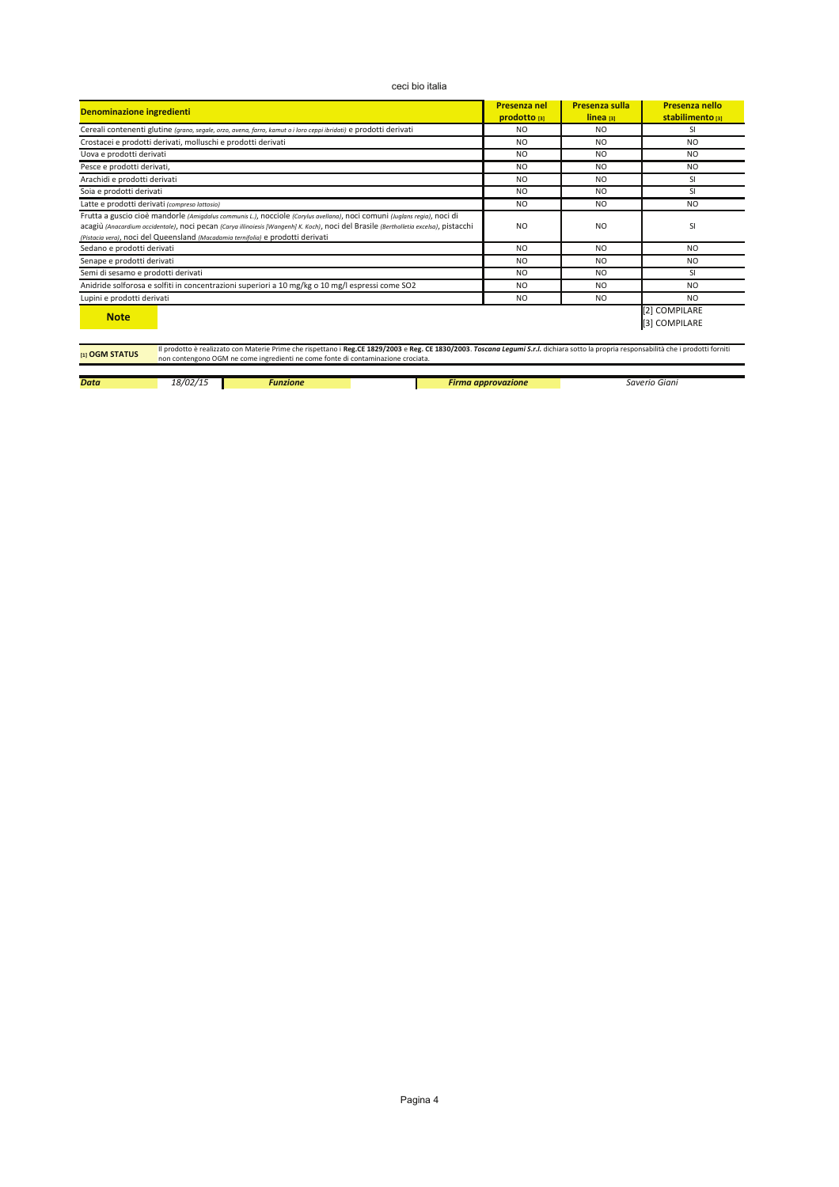ceci bio italia

| Denominazione ingredienti | Presenza nel prodotto [3] | Presenza sulla linea [3] | Presenza nello stabilimento [3] |
|---|---|---|---|
| Cereali contenenti glutine *(grano, segale, orzo, avena, farro, kamut o i loro ceppi ibridati)* e prodotti derivati | NO | NO | SI |
| Crostacei e prodotti derivati, molluschi e prodotti derivati | NO | NO | NO |
| Uova e prodotti derivati | NO | NO | NO |
| Pesce e prodotti derivati, | NO | NO | NO |
| Arachidi e prodotti derivati | NO | NO | SI |
| Soia e prodotti derivati | NO | NO | SI |
| Latte e prodotti derivati *(compreso lattosio)* | NO | NO | NO |
| Frutta a guscio cioè mandorle *(Amigdalus communis L.)*, nocciole *(Corylus avellana)*, noci comuni *(Juglans regia)*, noci di acagiù *(Anacardium occidentale)*, noci pecan *(Carya illinoiesis [Wangenh] K. Koch)*, noci del Brasile *(Bertholletia excelsa)*, pistacchi *(Pistacia vera)*, noci del Queensland *(Macadamia ternifolia)* e prodotti derivati | NO | NO | SI |
| Sedano e prodotti derivati | NO | NO | NO |
| Senape e prodotti derivati | NO | NO | NO |
| Semi di sesamo e prodotti derivati | NO | NO | SI |
| Anidride solforosa e solfiti in concentrazioni superiori a 10 mg/kg o 10 mg/l espressi come SO2 | NO | NO | NO |
| Lupini e prodotti derivati | NO | NO | NO |
| **Note** | | | [2] COMPILARE<br>[3] COMPILARE |

**[1] OGM STATUS** Il prodotto è realizzato con Materie Prime che rispettano i **Reg.CE 1829/2003** e **Reg. CE 1830/2003**. ***Toscana Legumi S.r.l.*** dichiara sotto la propria responsabilità che i prodotti forniti non contengono OGM ne come ingredienti ne come fonte di contaminazione crociata.

| ***Data*** | *18/02/15* | ***Funzione*** | | ***Firma approvazione*** | *Saverio Giani* |
|---|---|---|---|---|---|